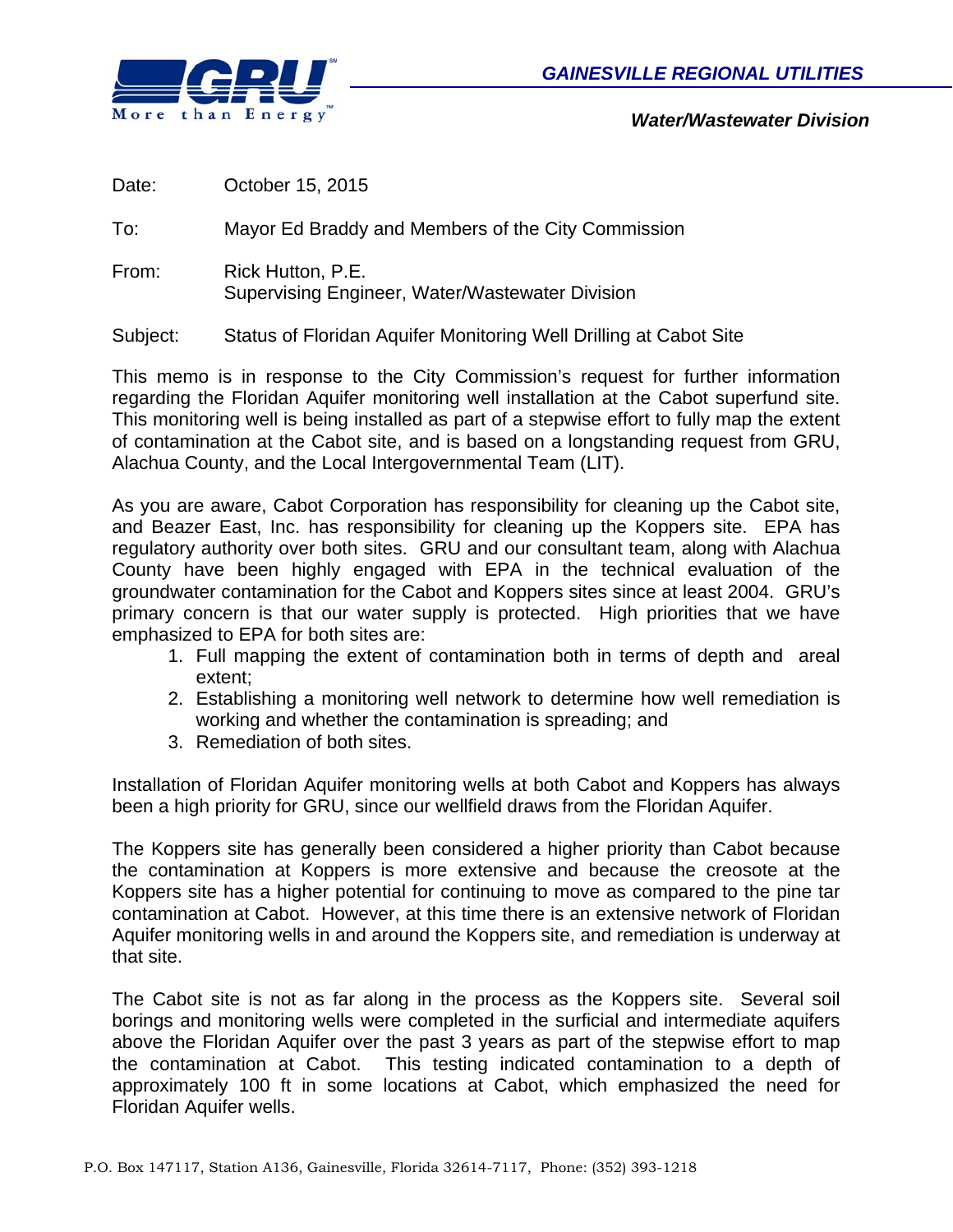**GAINESVILLE REGIONAL UTILITIES**

**Water/Wastewater Division**

Date: October 15, 2015

To: Mayor Ed Braddy and Members of the City Commission

From: Rick Hutton, P.E.
Supervising Engineer, Water/Wastewater Division

Subject: Status of Floridan Aquifer Monitoring Well Drilling at Cabot Site

This memo is in response to the City Commission's request for further information regarding the Floridan Aquifer monitoring well installation at the Cabot superfund site. This monitoring well is being installed as part of a stepwise effort to fully map the extent of contamination at the Cabot site, and is based on a longstanding request from GRU, Alachua County, and the Local Intergovernmental Team (LIT).

As you are aware, Cabot Corporation has responsibility for cleaning up the Cabot site, and Beazer East, Inc. has responsibility for cleaning up the Koppers site. EPA has regulatory authority over both sites. GRU and our consultant team, along with Alachua County have been highly engaged with EPA in the technical evaluation of the groundwater contamination for the Cabot and Koppers sites since at least 2004. GRU's primary concern is that our water supply is protected. High priorities that we have emphasized to EPA for both sites are:

1. Full mapping the extent of contamination both in terms of depth and areal extent;
2. Establishing a monitoring well network to determine how well remediation is working and whether the contamination is spreading; and
3. Remediation of both sites.

Installation of Floridan Aquifer monitoring wells at both Cabot and Koppers has always been a high priority for GRU, since our wellfield draws from the Floridan Aquifer.

The Koppers site has generally been considered a higher priority than Cabot because the contamination at Koppers is more extensive and because the creosote at the Koppers site has a higher potential for continuing to move as compared to the pine tar contamination at Cabot. However, at this time there is an extensive network of Floridan Aquifer monitoring wells in and around the Koppers site, and remediation is underway at that site.

The Cabot site is not as far along in the process as the Koppers site. Several soil borings and monitoring wells were completed in the surficial and intermediate aquifers above the Floridan Aquifer over the past 3 years as part of the stepwise effort to map the contamination at Cabot. This testing indicated contamination to a depth of approximately 100 ft in some locations at Cabot, which emphasized the need for Floridan Aquifer wells.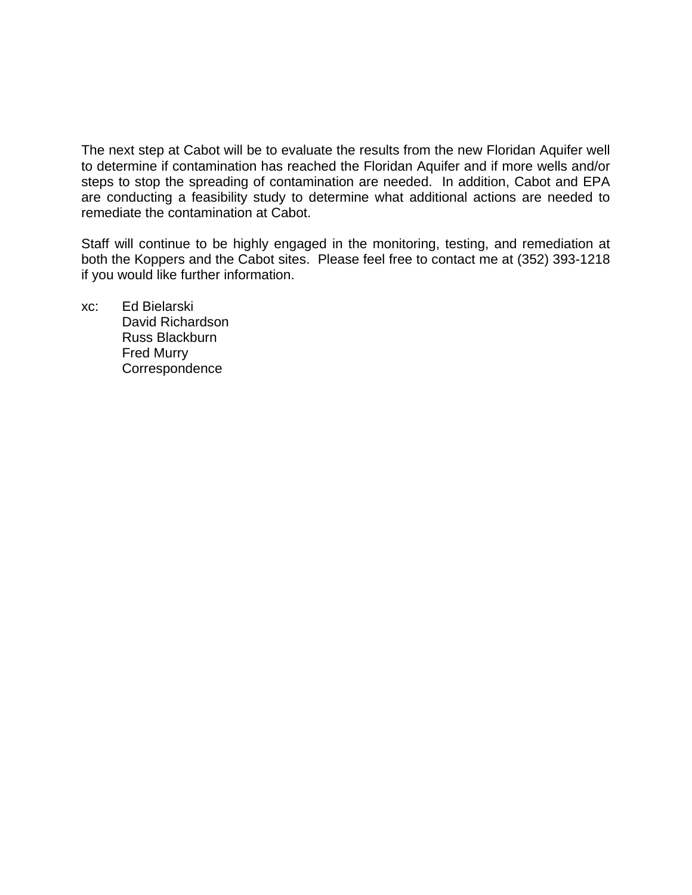The next step at Cabot will be to evaluate the results from the new Floridan Aquifer well to determine if contamination has reached the Floridan Aquifer and if more wells and/or steps to stop the spreading of contamination are needed. In addition, Cabot and EPA are conducting a feasibility study to determine what additional actions are needed to remediate the contamination at Cabot.

Staff will continue to be highly engaged in the monitoring, testing, and remediation at both the Koppers and the Cabot sites. Please feel free to contact me at (352) 393-1218 if you would like further information.

xc: Ed Bielarski
David Richardson
Russ Blackburn
Fred Murry
Correspondence